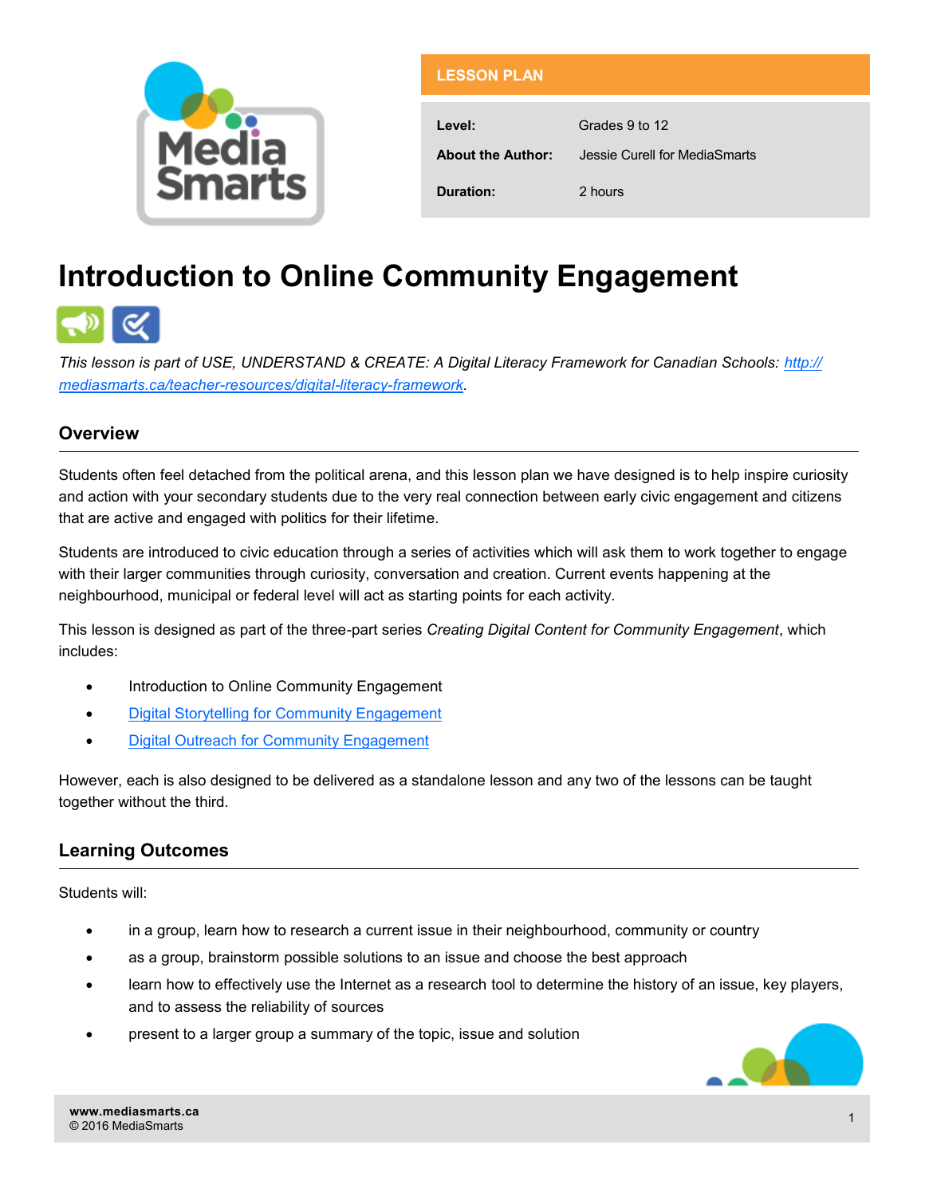**LESSON PLAN**

| | |
|---|---|
| **Level:** | Grades 9 to 12 |
| **About the Author:** | Jessie Curell for MediaSmarts |
| **Duration:** | 2 hours |

# Introduction to Online Community Engagement

*This lesson is part of USE, UNDERSTAND & CREATE: A Digital Literacy Framework for Canadian Schools: [http://mediasmarts.ca/teacher-resources/digital-literacy-framework](http://mediasmarts.ca/teacher-resources/digital-literacy-framework).*

## Overview

Students often feel detached from the political arena, and this lesson plan we have designed is to help inspire curiosity and action with your secondary students due to the very real connection between early civic engagement and citizens that are active and engaged with politics for their lifetime.

Students are introduced to civic education through a series of activities which will ask them to work together to engage with their larger communities through curiosity, conversation and creation. Current events happening at the neighbourhood, municipal or federal level will act as starting points for each activity.

This lesson is designed as part of the three-part series *Creating Digital Content for Community Engagement*, which includes:

- Introduction to Online Community Engagement
- Digital Storytelling for Community Engagement
- Digital Outreach for Community Engagement

However, each is also designed to be delivered as a standalone lesson and any two of the lessons can be taught together without the third.

## Learning Outcomes

Students will:

- in a group, learn how to research a current issue in their neighbourhood, community or country
- as a group, brainstorm possible solutions to an issue and choose the best approach
- learn how to effectively use the Internet as a research tool to determine the history of an issue, key players, and to assess the reliability of sources
- present to a larger group a summary of the topic, issue and solution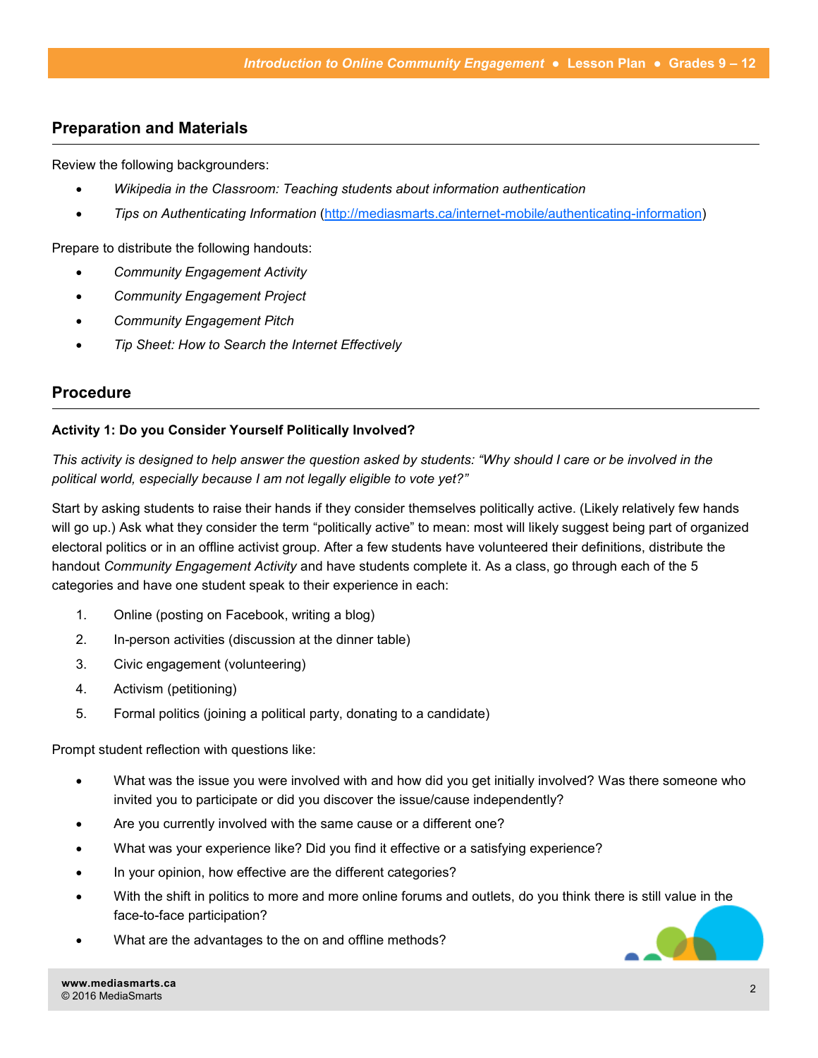## Preparation and Materials

Review the following backgrounders:

- *Wikipedia in the Classroom: Teaching students about information authentication*
- *Tips on Authenticating Information* (http://mediasmarts.ca/internet-mobile/authenticating-information)

Prepare to distribute the following handouts:

- *Community Engagement Activity*
- *Community Engagement Project*
- *Community Engagement Pitch*
- *Tip Sheet: How to Search the Internet Effectively*

## Procedure

**Activity 1: Do you Consider Yourself Politically Involved?**

*This activity is designed to help answer the question asked by students: "Why should I care or be involved in the political world, especially because I am not legally eligible to vote yet?"*

Start by asking students to raise their hands if they consider themselves politically active. (Likely relatively few hands will go up.) Ask what they consider the term "politically active" to mean: most will likely suggest being part of organized electoral politics or in an offline activist group. After a few students have volunteered their definitions, distribute the handout *Community Engagement Activity* and have students complete it. As a class, go through each of the 5 categories and have one student speak to their experience in each:

1. Online (posting on Facebook, writing a blog)
2. In-person activities (discussion at the dinner table)
3. Civic engagement (volunteering)
4. Activism (petitioning)
5. Formal politics (joining a political party, donating to a candidate)

Prompt student reflection with questions like:

- What was the issue you were involved with and how did you get initially involved? Was there someone who invited you to participate or did you discover the issue/cause independently?
- Are you currently involved with the same cause or a different one?
- What was your experience like? Did you find it effective or a satisfying experience?
- In your opinion, how effective are the different categories?
- With the shift in politics to more and more online forums and outlets, do you think there is still value in the face-to-face participation?
- What are the advantages to the on and offline methods?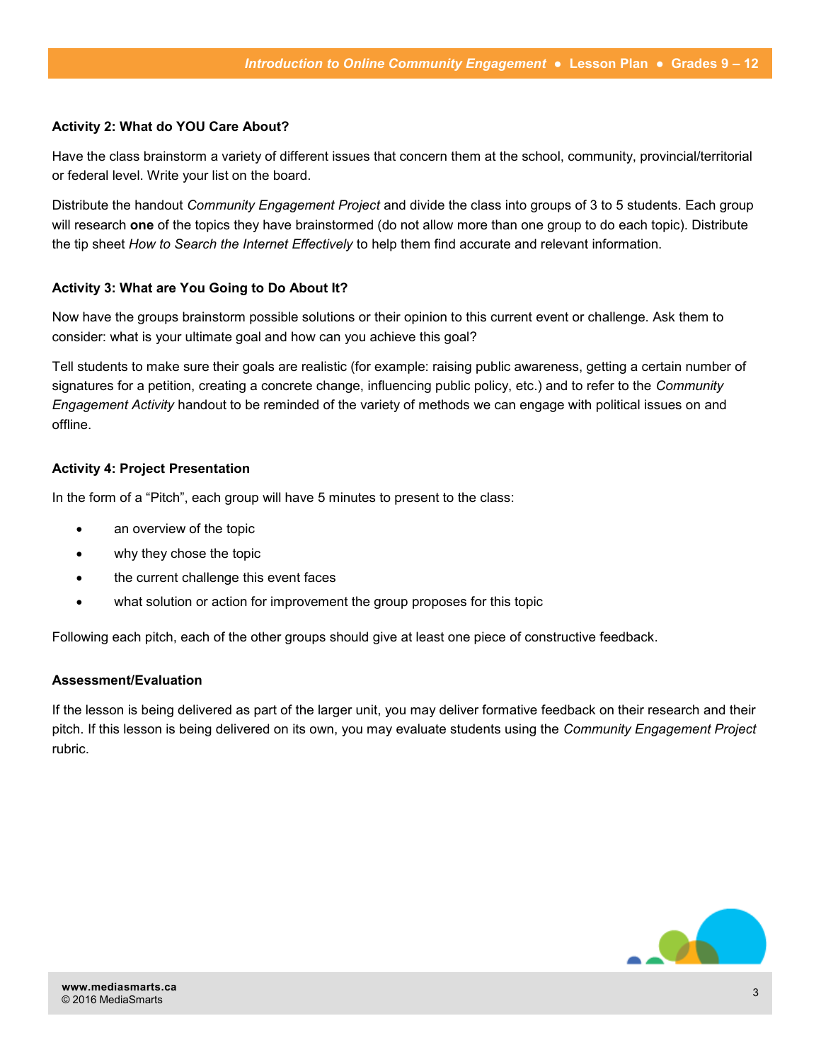**Activity 2: What do YOU Care About?**

Have the class brainstorm a variety of different issues that concern them at the school, community, provincial/territorial or federal level. Write your list on the board.

Distribute the handout *Community Engagement Project* and divide the class into groups of 3 to 5 students. Each group will research **one** of the topics they have brainstormed (do not allow more than one group to do each topic). Distribute the tip sheet *How to Search the Internet Effectively* to help them find accurate and relevant information.

**Activity 3: What are You Going to Do About It?**

Now have the groups brainstorm possible solutions or their opinion to this current event or challenge. Ask them to consider: what is your ultimate goal and how can you achieve this goal?

Tell students to make sure their goals are realistic (for example: raising public awareness, getting a certain number of signatures for a petition, creating a concrete change, influencing public policy, etc.) and to refer to the *Community Engagement Activity* handout to be reminded of the variety of methods we can engage with political issues on and offline.

**Activity 4: Project Presentation**

In the form of a "Pitch", each group will have 5 minutes to present to the class:

- an overview of the topic
- why they chose the topic
- the current challenge this event faces
- what solution or action for improvement the group proposes for this topic

Following each pitch, each of the other groups should give at least one piece of constructive feedback.

**Assessment/Evaluation**

If the lesson is being delivered as part of the larger unit, you may deliver formative feedback on their research and their pitch. If this lesson is being delivered on its own, you may evaluate students using the *Community Engagement Project* rubric.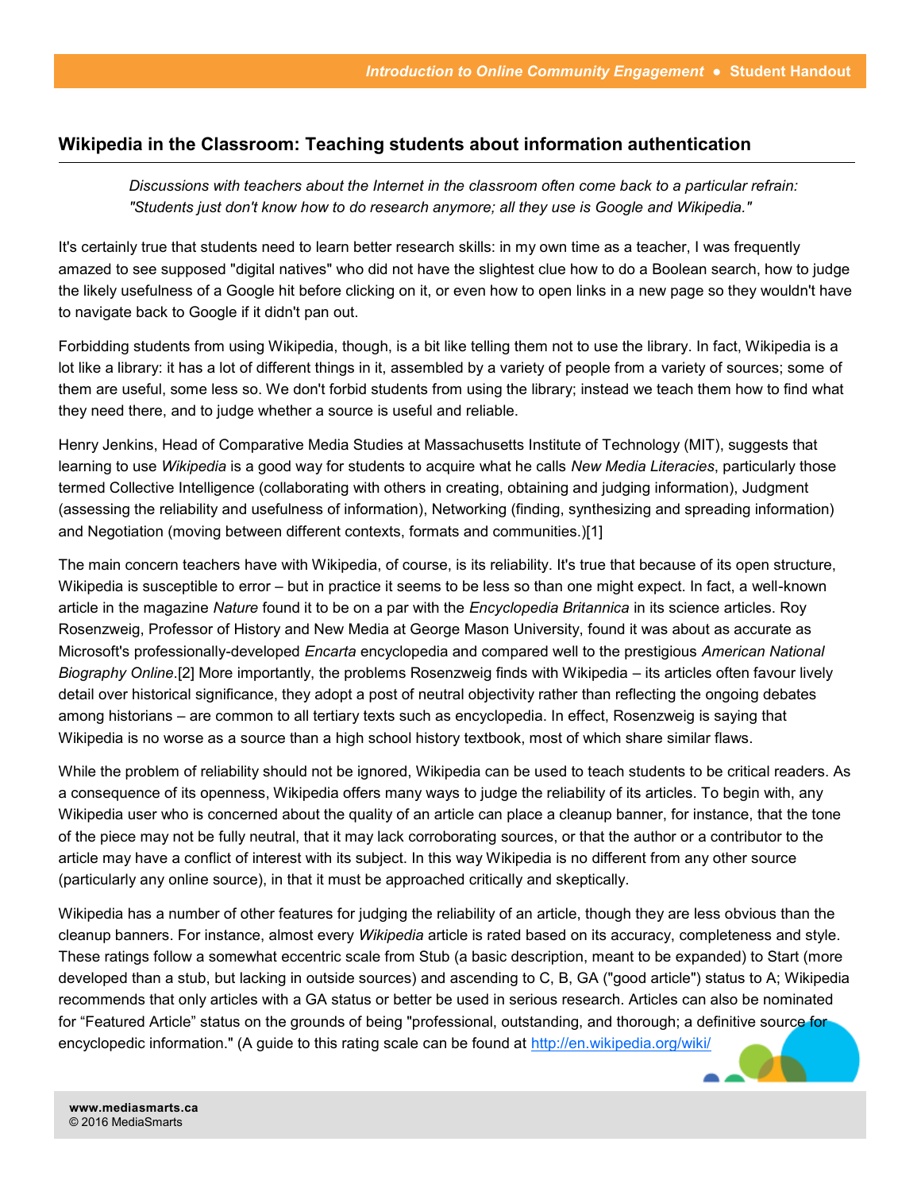## Wikipedia in the Classroom: Teaching students about information authentication

> *Discussions with teachers about the Internet in the classroom often come back to a particular refrain: "Students just don't know how to do research anymore; all they use is Google and Wikipedia."*

It's certainly true that students need to learn better research skills: in my own time as a teacher, I was frequently amazed to see supposed "digital natives" who did not have the slightest clue how to do a Boolean search, how to judge the likely usefulness of a Google hit before clicking on it, or even how to open links in a new page so they wouldn't have to navigate back to Google if it didn't pan out.

Forbidding students from using Wikipedia, though, is a bit like telling them not to use the library. In fact, Wikipedia is a lot like a library: it has a lot of different things in it, assembled by a variety of people from a variety of sources; some of them are useful, some less so. We don't forbid students from using the library; instead we teach them how to find what they need there, and to judge whether a source is useful and reliable.

Henry Jenkins, Head of Comparative Media Studies at Massachusetts Institute of Technology (MIT), suggests that learning to use *Wikipedia* is a good way for students to acquire what he calls *New Media Literacies*, particularly those termed Collective Intelligence (collaborating with others in creating, obtaining and judging information), Judgment (assessing the reliability and usefulness of information), Networking (finding, synthesizing and spreading information) and Negotiation (moving between different contexts, formats and communities.)[1]

The main concern teachers have with Wikipedia, of course, is its reliability. It's true that because of its open structure, Wikipedia is susceptible to error – but in practice it seems to be less so than one might expect. In fact, a well-known article in the magazine *Nature* found it to be on a par with the *Encyclopedia Britannica* in its science articles. Roy Rosenzweig, Professor of History and New Media at George Mason University, found it was about as accurate as Microsoft's professionally-developed *Encarta* encyclopedia and compared well to the prestigious *American National Biography Online*.[2] More importantly, the problems Rosenzweig finds with Wikipedia – its articles often favour lively detail over historical significance, they adopt a post of neutral objectivity rather than reflecting the ongoing debates among historians – are common to all tertiary texts such as encyclopedia. In effect, Rosenzweig is saying that Wikipedia is no worse as a source than a high school history textbook, most of which share similar flaws.

While the problem of reliability should not be ignored, Wikipedia can be used to teach students to be critical readers. As a consequence of its openness, Wikipedia offers many ways to judge the reliability of its articles. To begin with, any Wikipedia user who is concerned about the quality of an article can place a cleanup banner, for instance, that the tone of the piece may not be fully neutral, that it may lack corroborating sources, or that the author or a contributor to the article may have a conflict of interest with its subject. In this way Wikipedia is no different from any other source (particularly any online source), in that it must be approached critically and skeptically.

Wikipedia has a number of other features for judging the reliability of an article, though they are less obvious than the cleanup banners. For instance, almost every *Wikipedia* article is rated based on its accuracy, completeness and style. These ratings follow a somewhat eccentric scale from Stub (a basic description, meant to be expanded) to Start (more developed than a stub, but lacking in outside sources) and ascending to C, B, GA ("good article") status to A; Wikipedia recommends that only articles with a GA status or better be used in serious research. Articles can also be nominated for "Featured Article" status on the grounds of being "professional, outstanding, and thorough; a definitive source for encyclopedic information." (A guide to this rating scale can be found at http://en.wikipedia.org/wiki/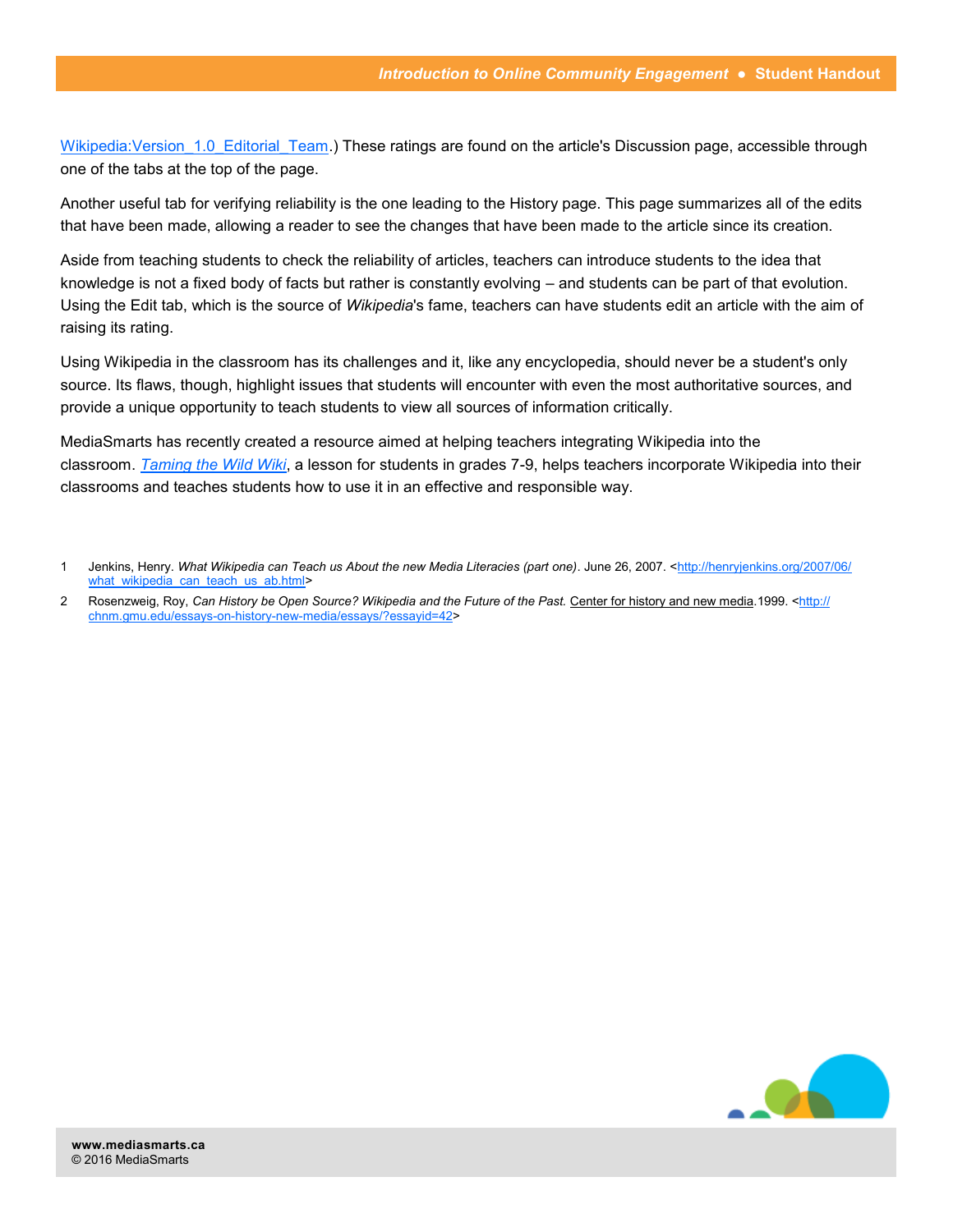Wikipedia:Version_1.0_Editorial_Team.) These ratings are found on the article's Discussion page, accessible through one of the tabs at the top of the page.

Another useful tab for verifying reliability is the one leading to the History page. This page summarizes all of the edits that have been made, allowing a reader to see the changes that have been made to the article since its creation.

Aside from teaching students to check the reliability of articles, teachers can introduce students to the idea that knowledge is not a fixed body of facts but rather is constantly evolving – and students can be part of that evolution. Using the Edit tab, which is the source of *Wikipedia*'s fame, teachers can have students edit an article with the aim of raising its rating.

Using Wikipedia in the classroom has its challenges and it, like any encyclopedia, should never be a student's only source. Its flaws, though, highlight issues that students will encounter with even the most authoritative sources, and provide a unique opportunity to teach students to view all sources of information critically.

MediaSmarts has recently created a resource aimed at helping teachers integrating Wikipedia into the classroom. *Taming the Wild Wiki*, a lesson for students in grades 7-9, helps teachers incorporate Wikipedia into their classrooms and teaches students how to use it in an effective and responsible way.

1. Jenkins, Henry. *What Wikipedia can Teach us About the new Media Literacies (part one)*. June 26, 2007. <http://henryjenkins.org/2007/06/what_wikipedia_can_teach_us_ab.html>
2. Rosenzweig, Roy, *Can History be Open Source? Wikipedia and the Future of the Past.* Center for history and new media.1999. <http://chnm.gmu.edu/essays-on-history-new-media/essays/?essayid=42>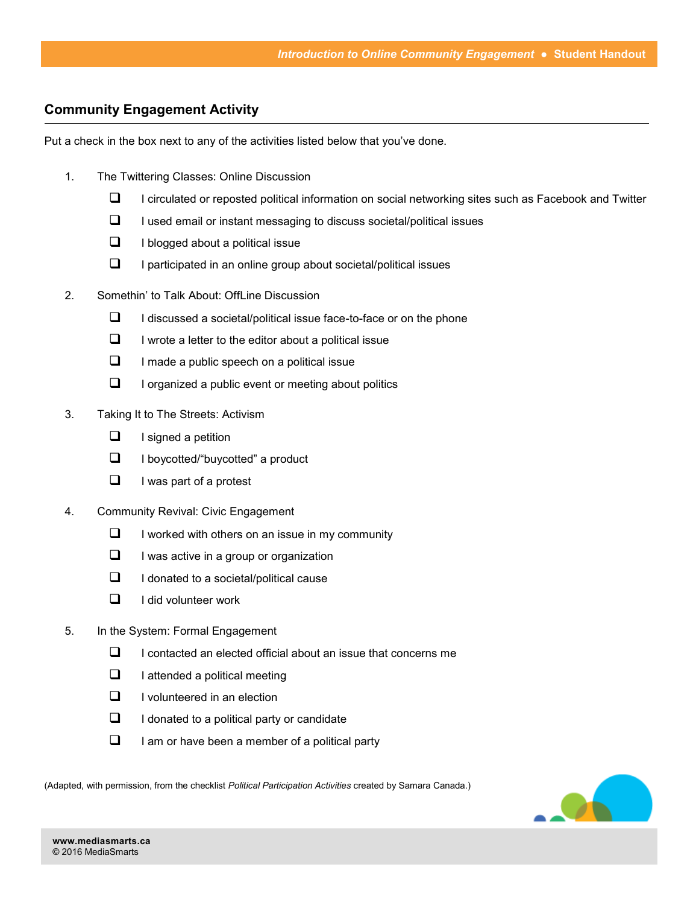## Community Engagement Activity

Put a check in the box next to any of the activities listed below that you've done.

1. The Twittering Classes: Online Discussion
   - ❑ I circulated or reposted political information on social networking sites such as Facebook and Twitter
   - ❑ I used email or instant messaging to discuss societal/political issues
   - ❑ I blogged about a political issue
   - ❑ I participated in an online group about societal/political issues

2. Somethin' to Talk About: OffLine Discussion
   - ❑ I discussed a societal/political issue face-to-face or on the phone
   - ❑ I wrote a letter to the editor about a political issue
   - ❑ I made a public speech on a political issue
   - ❑ I organized a public event or meeting about politics

3. Taking It to The Streets: Activism
   - ❑ I signed a petition
   - ❑ I boycotted/"buycotted" a product
   - ❑ I was part of a protest

4. Community Revival: Civic Engagement
   - ❑ I worked with others on an issue in my community
   - ❑ I was active in a group or organization
   - ❑ I donated to a societal/political cause
   - ❑ I did volunteer work

5. In the System: Formal Engagement
   - ❑ I contacted an elected official about an issue that concerns me
   - ❑ I attended a political meeting
   - ❑ I volunteered in an election
   - ❑ I donated to a political party or candidate
   - ❑ I am or have been a member of a political party

(Adapted, with permission, from the checklist *Political Participation Activities* created by Samara Canada.)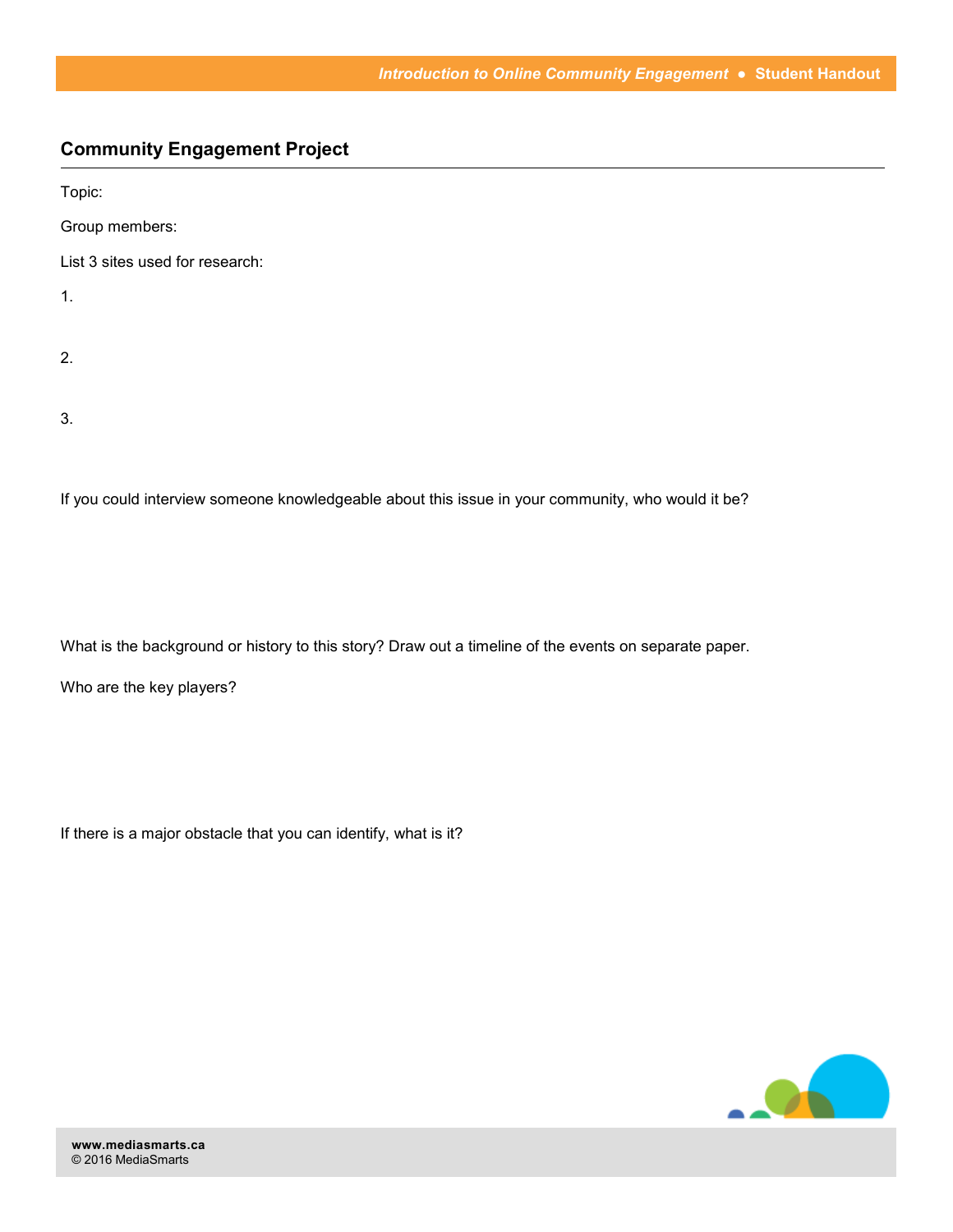## Community Engagement Project

Topic:

Group members:

List 3 sites used for research:

1.

2.

3.

If you could interview someone knowledgeable about this issue in your community, who would it be?

What is the background or history to this story? Draw out a timeline of the events on separate paper.

Who are the key players?

If there is a major obstacle that you can identify, what is it?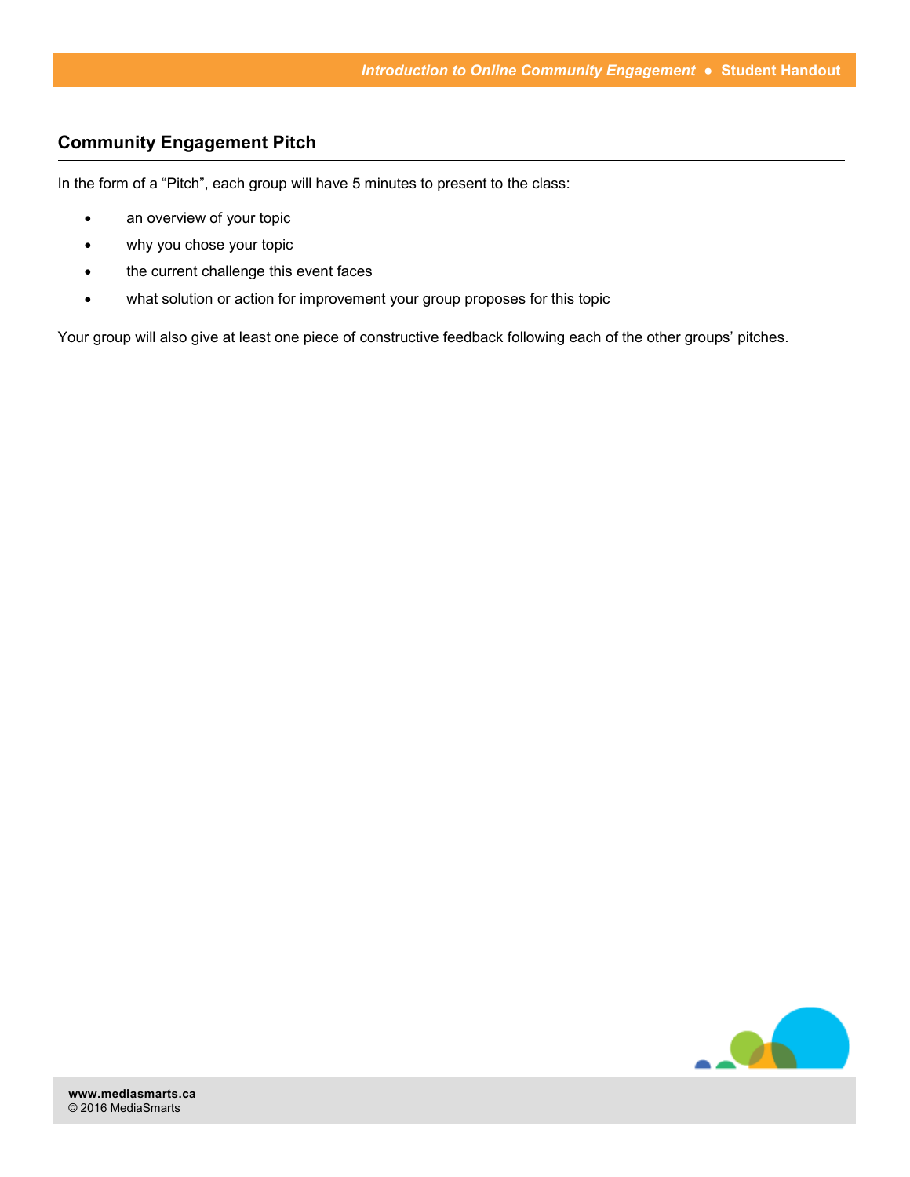## Community Engagement Pitch

In the form of a "Pitch", each group will have 5 minutes to present to the class:

- an overview of your topic
- why you chose your topic
- the current challenge this event faces
- what solution or action for improvement your group proposes for this topic

Your group will also give at least one piece of constructive feedback following each of the other groups' pitches.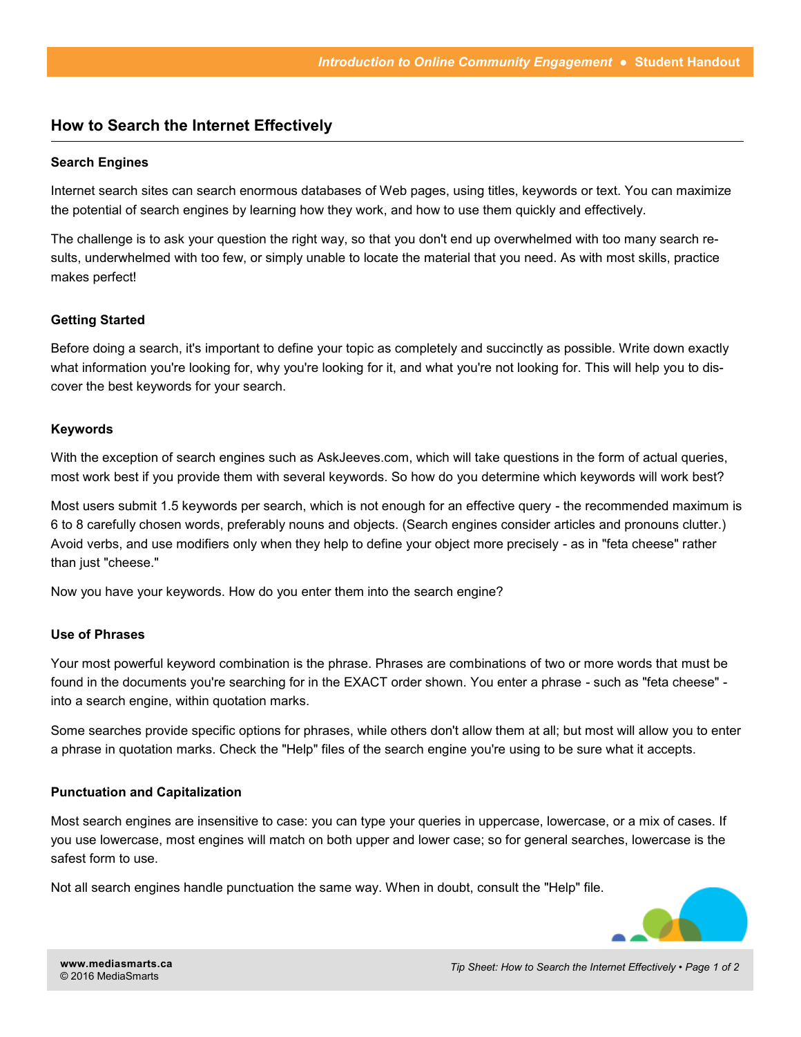## How to Search the Internet Effectively

### Search Engines

Internet search sites can search enormous databases of Web pages, using titles, keywords or text. You can maximize the potential of search engines by learning how they work, and how to use them quickly and effectively.

The challenge is to ask your question the right way, so that you don't end up overwhelmed with too many search results, underwhelmed with too few, or simply unable to locate the material that you need. As with most skills, practice makes perfect!

### Getting Started

Before doing a search, it's important to define your topic as completely and succinctly as possible. Write down exactly what information you're looking for, why you're looking for it, and what you're not looking for. This will help you to discover the best keywords for your search.

### Keywords

With the exception of search engines such as AskJeeves.com, which will take questions in the form of actual queries, most work best if you provide them with several keywords. So how do you determine which keywords will work best?

Most users submit 1.5 keywords per search, which is not enough for an effective query - the recommended maximum is 6 to 8 carefully chosen words, preferably nouns and objects. (Search engines consider articles and pronouns clutter.) Avoid verbs, and use modifiers only when they help to define your object more precisely - as in "feta cheese" rather than just "cheese."

Now you have your keywords. How do you enter them into the search engine?

### Use of Phrases

Your most powerful keyword combination is the phrase. Phrases are combinations of two or more words that must be found in the documents you're searching for in the EXACT order shown. You enter a phrase - such as "feta cheese" - into a search engine, within quotation marks.

Some searches provide specific options for phrases, while others don't allow them at all; but most will allow you to enter a phrase in quotation marks. Check the "Help" files of the search engine you're using to be sure what it accepts.

### Punctuation and Capitalization

Most search engines are insensitive to case: you can type your queries in uppercase, lowercase, or a mix of cases. If you use lowercase, most engines will match on both upper and lower case; so for general searches, lowercase is the safest form to use.

Not all search engines handle punctuation the same way. When in doubt, consult the "Help" file.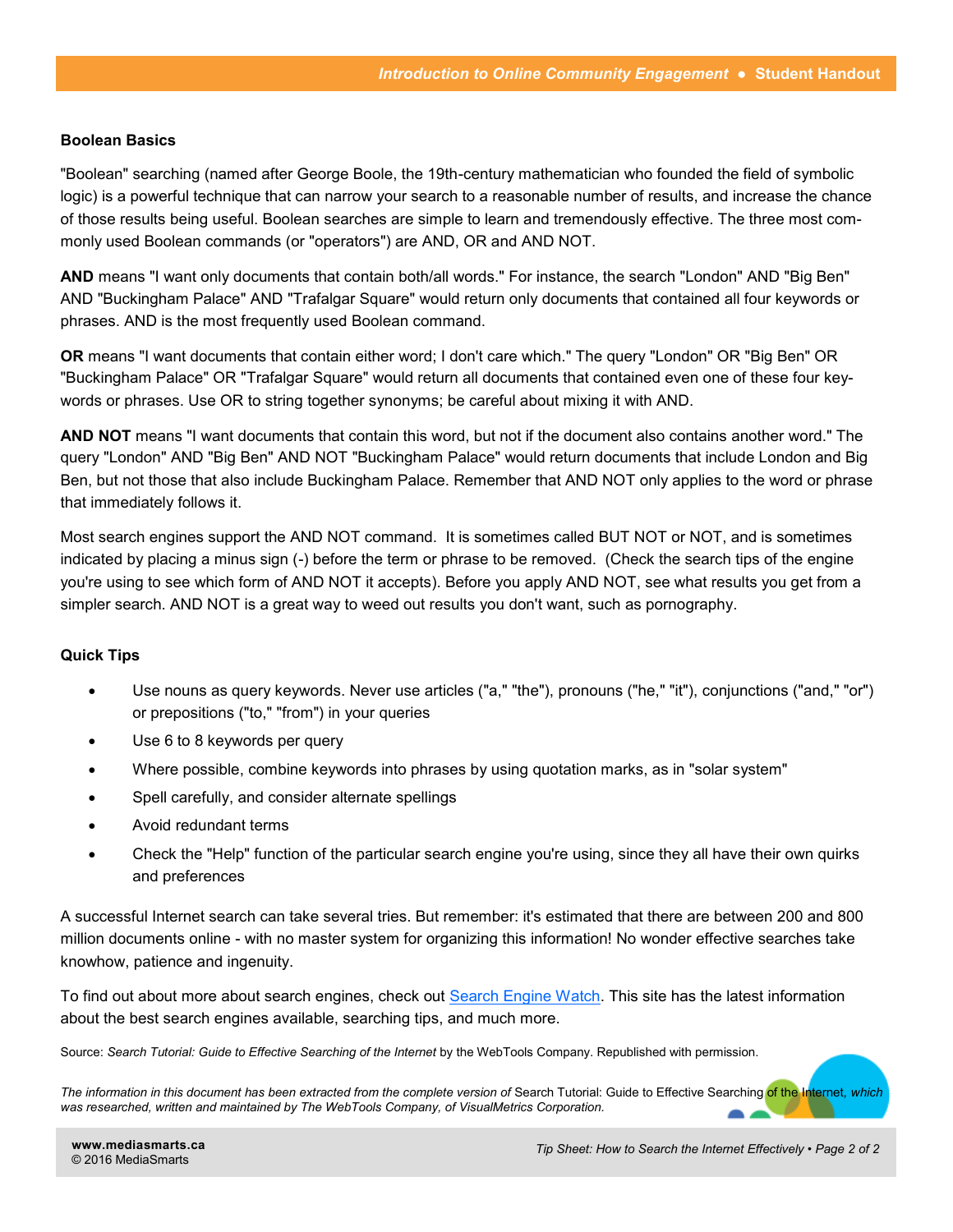**Boolean Basics**

"Boolean" searching (named after George Boole, the 19th-century mathematician who founded the field of symbolic logic) is a powerful technique that can narrow your search to a reasonable number of results, and increase the chance of those results being useful. Boolean searches are simple to learn and tremendously effective. The three most commonly used Boolean commands (or "operators") are AND, OR and AND NOT.

**AND** means "I want only documents that contain both/all words." For instance, the search "London" AND "Big Ben" AND "Buckingham Palace" AND "Trafalgar Square" would return only documents that contained all four keywords or phrases. AND is the most frequently used Boolean command.

**OR** means "I want documents that contain either word; I don't care which." The query "London" OR "Big Ben" OR "Buckingham Palace" OR "Trafalgar Square" would return all documents that contained even one of these four keywords or phrases. Use OR to string together synonyms; be careful about mixing it with AND.

**AND NOT** means "I want documents that contain this word, but not if the document also contains another word." The query "London" AND "Big Ben" AND NOT "Buckingham Palace" would return documents that include London and Big Ben, but not those that also include Buckingham Palace. Remember that AND NOT only applies to the word or phrase that immediately follows it.

Most search engines support the AND NOT command. It is sometimes called BUT NOT or NOT, and is sometimes indicated by placing a minus sign (-) before the term or phrase to be removed. (Check the search tips of the engine you're using to see which form of AND NOT it accepts). Before you apply AND NOT, see what results you get from a simpler search. AND NOT is a great way to weed out results you don't want, such as pornography.

**Quick Tips**

- Use nouns as query keywords. Never use articles ("a," "the"), pronouns ("he," "it"), conjunctions ("and," "or") or prepositions ("to," "from") in your queries
- Use 6 to 8 keywords per query
- Where possible, combine keywords into phrases by using quotation marks, as in "solar system"
- Spell carefully, and consider alternate spellings
- Avoid redundant terms
- Check the "Help" function of the particular search engine you're using, since they all have their own quirks and preferences

A successful Internet search can take several tries. But remember: it's estimated that there are between 200 and 800 million documents online - with no master system for organizing this information! No wonder effective searches take knowhow, patience and ingenuity.

To find out about more about search engines, check out Search Engine Watch. This site has the latest information about the best search engines available, searching tips, and much more.

Source: *Search Tutorial: Guide to Effective Searching of the Internet* by the WebTools Company. Republished with permission.

*The information in this document has been extracted from the complete version of* Search Tutorial: Guide to Effective Searching of the Internet*, which was researched, written and maintained by The WebTools Company, of VisualMetrics Corporation.*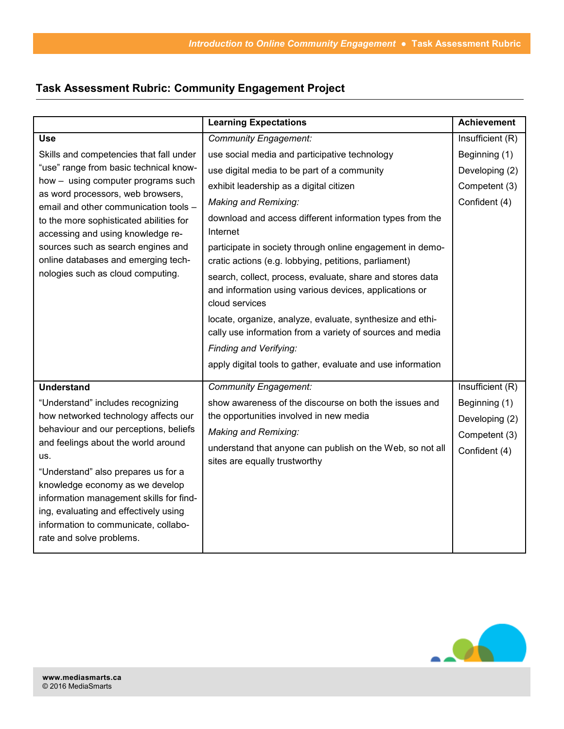## Task Assessment Rubric: Community Engagement Project

| | Learning Expectations | Achievement |
|---|---|---|
| **Use**<br>Skills and competencies that fall under "use" range from basic technical know-how – using computer programs such as word processors, web browsers, email and other communication tools – to the more sophisticated abilities for accessing and using knowledge resources such as search engines and online databases and emerging technologies such as cloud computing. | *Community Engagement:*<br>use social media and participative technology<br>use digital media to be part of a community<br>exhibit leadership as a digital citizen<br>*Making and Remixing:*<br>download and access different information types from the Internet<br>participate in society through online engagement in democratic actions (e.g. lobbying, petitions, parliament)<br>search, collect, process, evaluate, share and stores data and information using various devices, applications or cloud services<br>locate, organize, analyze, evaluate, synthesize and ethically use information from a variety of sources and media<br>*Finding and Verifying:*<br>apply digital tools to gather, evaluate and use information | Insufficient (R)<br>Beginning (1)<br>Developing (2)<br>Competent (3)<br>Confident (4) |
| **Understand**<br>"Understand" includes recognizing how networked technology affects our behaviour and our perceptions, beliefs and feelings about the world around us.<br>"Understand" also prepares us for a knowledge economy as we develop information management skills for finding, evaluating and effectively using information to communicate, collaborate and solve problems. | *Community Engagement:*<br>show awareness of the discourse on both the issues and the opportunities involved in new media<br>*Making and Remixing:*<br>understand that anyone can publish on the Web, so not all sites are equally trustworthy | Insufficient (R)<br>Beginning (1)<br>Developing (2)<br>Competent (3)<br>Confident (4) |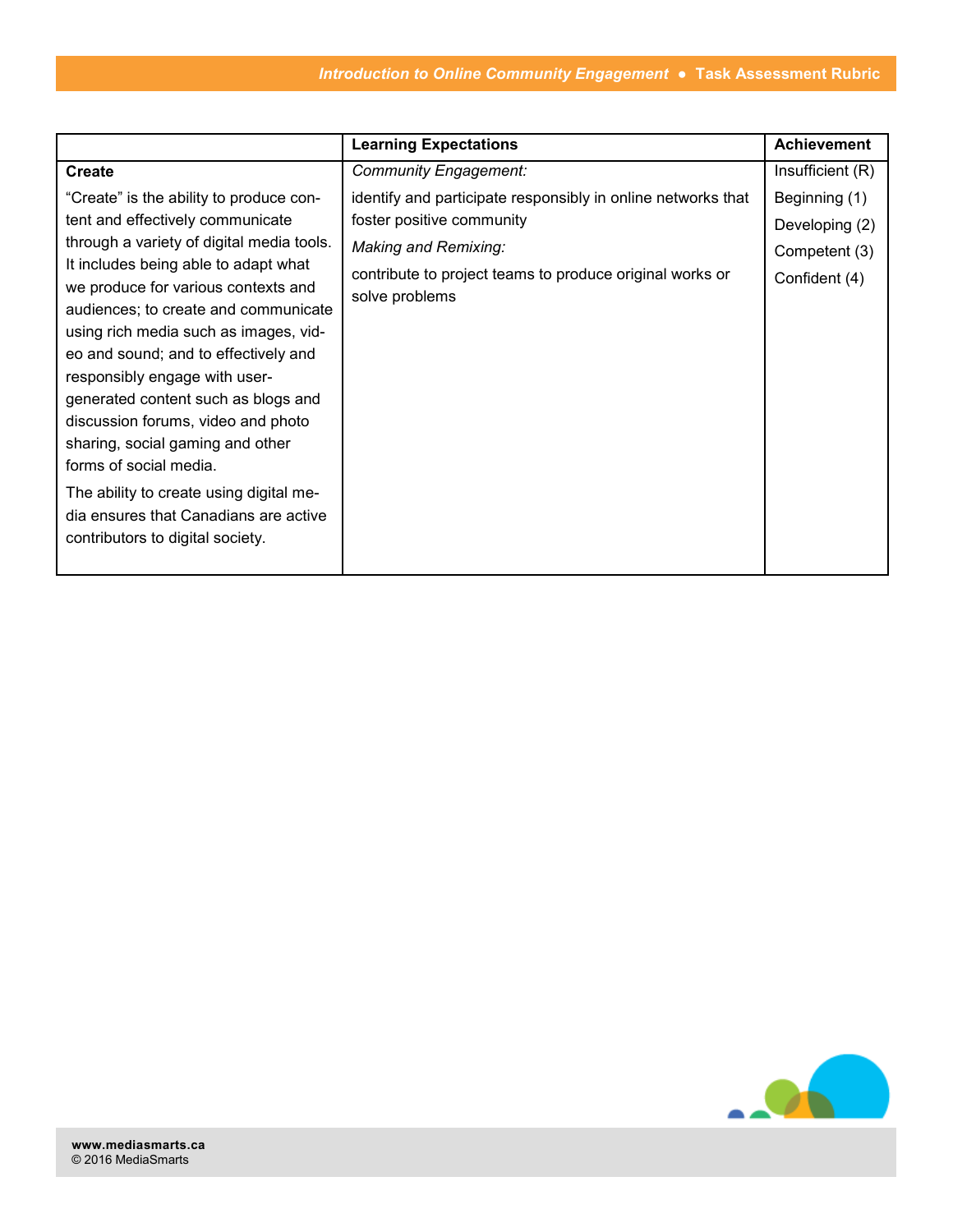| | Learning Expectations | Achievement |
| --- | --- | --- |
| **Create**<br><br>"Create" is the ability to produce content and effectively communicate through a variety of digital media tools. It includes being able to adapt what we produce for various contexts and audiences; to create and communicate using rich media such as images, video and sound; and to effectively and responsibly engage with user-generated content such as blogs and discussion forums, video and photo sharing, social gaming and other forms of social media.<br><br>The ability to create using digital media ensures that Canadians are active contributors to digital society. | *Community Engagement:*<br><br>identify and participate responsibly in online networks that foster positive community<br><br>*Making and Remixing:*<br><br>contribute to project teams to produce original works or solve problems | Insufficient (R)<br><br>Beginning (1)<br><br>Developing (2)<br><br>Competent (3)<br><br>Confident (4) |